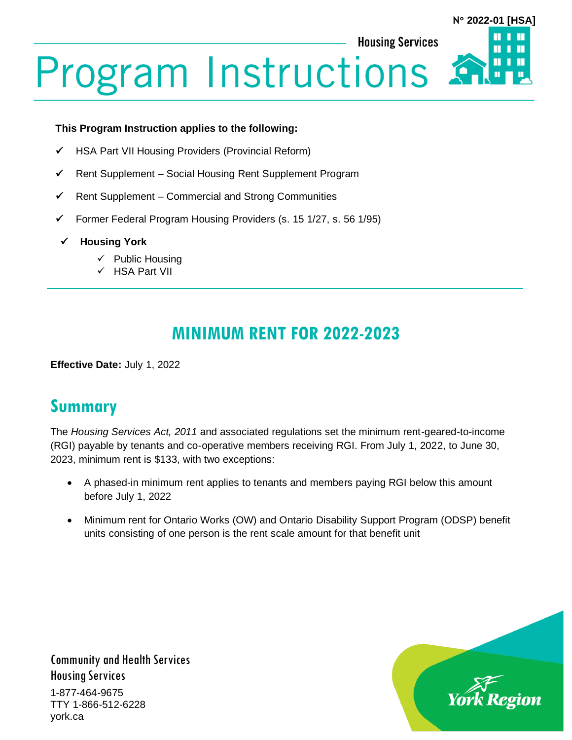N° 2022-01 [HSA]

Housing Services

# Program Instructions

**This Program Instruction applies to the following:**

- ✓ HSA Part VII Housing Providers (Provincial Reform)
- ✓ Rent Supplement – Social Housing Rent Supplement Program
- ✓ Rent Supplement – Commercial and Strong Communities
- ✓ Former Federal Program Housing Providers (s. 15 1/27, s. 56 1/95)
- ✓ **Housing York**
  - ✓ Public Housing
  - ✓ HSA Part VII

## MINIMUM RENT FOR 2022-2023

**Effective Date:** July 1, 2022

## Summary

The *Housing Services Act, 2011* and associated regulations set the minimum rent-geared-to-income (RGI) payable by tenants and co-operative members receiving RGI. From July 1, 2022, to June 30, 2023, minimum rent is $133, with two exceptions:

- A phased-in minimum rent applies to tenants and members paying RGI below this amount before July 1, 2022
- Minimum rent for Ontario Works (OW) and Ontario Disability Support Program (ODSP) benefit units consisting of one person is the rent scale amount for that benefit unit

Community and Health Services
Housing Services
1-877-464-9675
TTY 1-866-512-6228
york.ca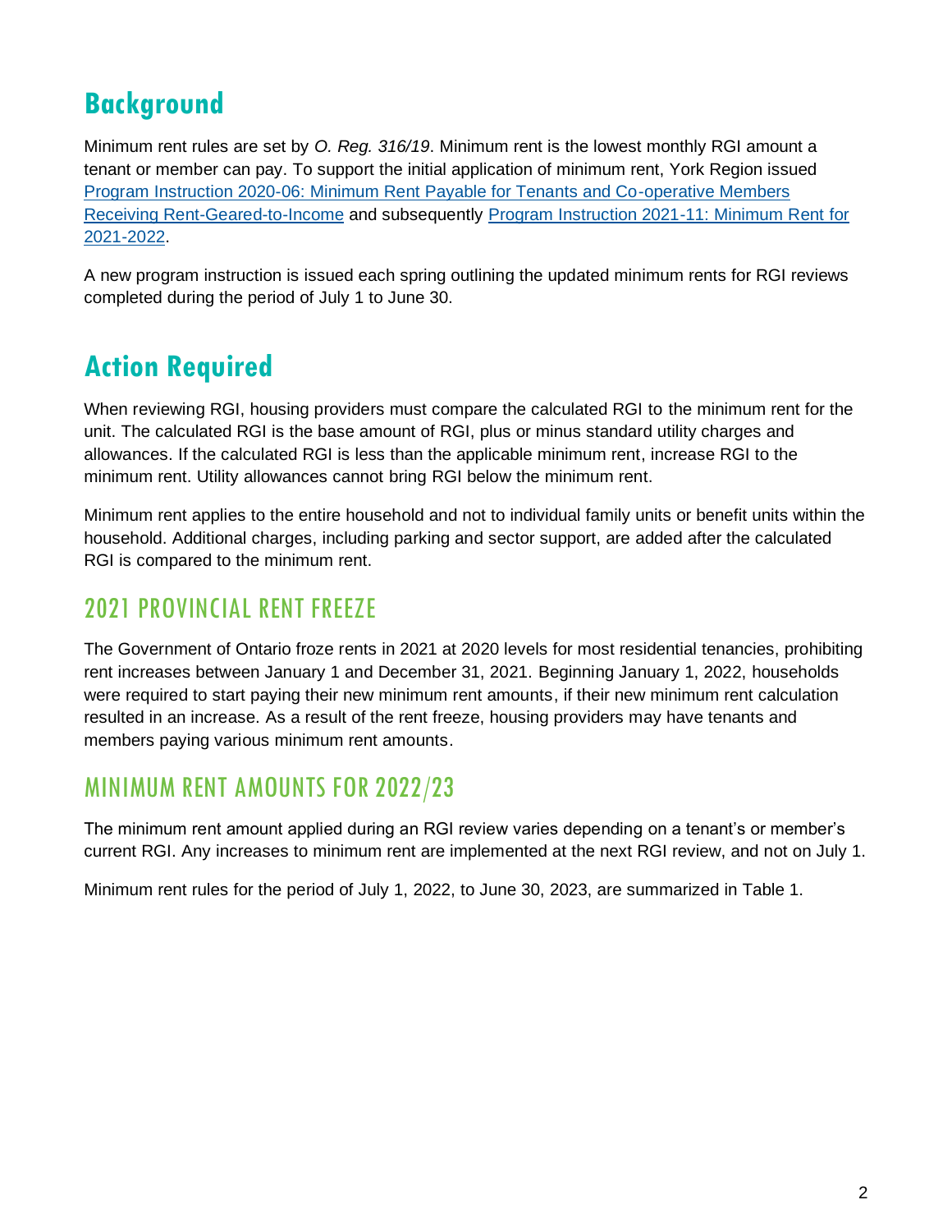## Background

Minimum rent rules are set by *O. Reg. 316/19*. Minimum rent is the lowest monthly RGI amount a tenant or member can pay. To support the initial application of minimum rent, York Region issued [Program Instruction 2020-06: Minimum Rent Payable for Tenants and Co-operative Members Receiving Rent-Geared-to-Income] and subsequently [Program Instruction 2021-11: Minimum Rent for 2021-2022].

A new program instruction is issued each spring outlining the updated minimum rents for RGI reviews completed during the period of July 1 to June 30.

## Action Required

When reviewing RGI, housing providers must compare the calculated RGI to the minimum rent for the unit. The calculated RGI is the base amount of RGI, plus or minus standard utility charges and allowances. If the calculated RGI is less than the applicable minimum rent, increase RGI to the minimum rent. Utility allowances cannot bring RGI below the minimum rent.

Minimum rent applies to the entire household and not to individual family units or benefit units within the household. Additional charges, including parking and sector support, are added after the calculated RGI is compared to the minimum rent.

### 2021 PROVINCIAL RENT FREEZE

The Government of Ontario froze rents in 2021 at 2020 levels for most residential tenancies, prohibiting rent increases between January 1 and December 31, 2021. Beginning January 1, 2022, households were required to start paying their new minimum rent amounts, if their new minimum rent calculation resulted in an increase. As a result of the rent freeze, housing providers may have tenants and members paying various minimum rent amounts.

### MINIMUM RENT AMOUNTS FOR 2022/23

The minimum rent amount applied during an RGI review varies depending on a tenant's or member's current RGI. Any increases to minimum rent are implemented at the next RGI review, and not on July 1.

Minimum rent rules for the period of July 1, 2022, to June 30, 2023, are summarized in Table 1.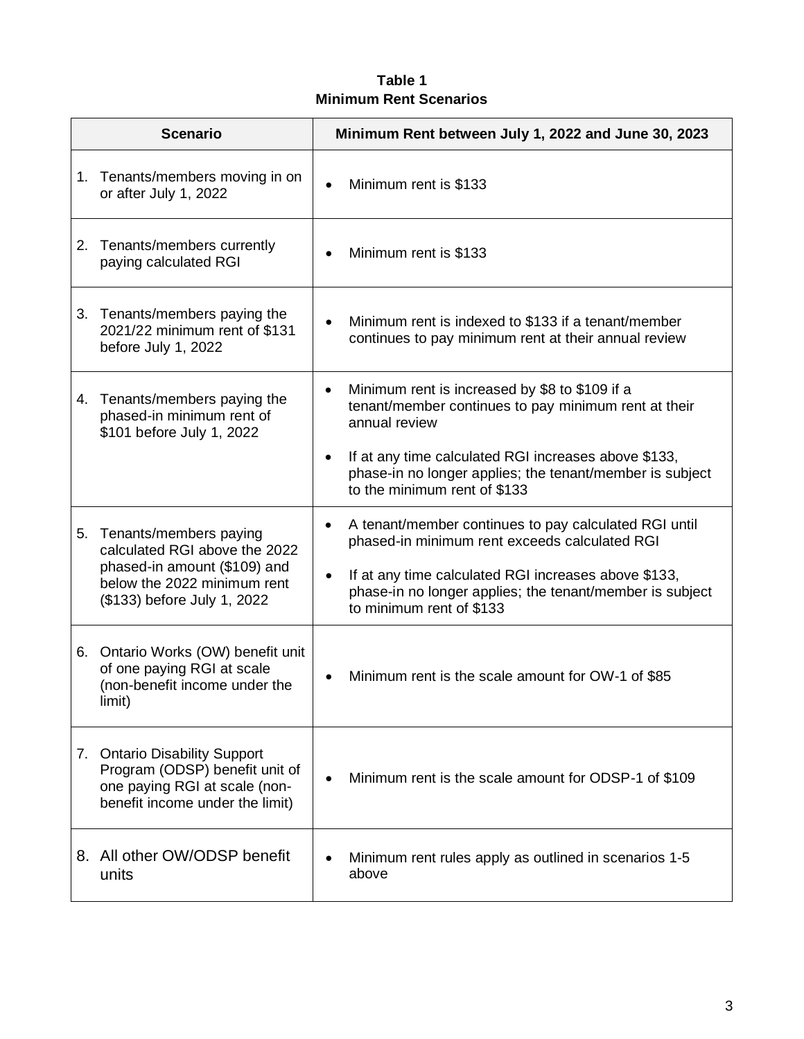**Table 1**
**Minimum Rent Scenarios**

| Scenario | Minimum Rent between July 1, 2022 and June 30, 2023 |
|---|---|
| 1. Tenants/members moving in on or after July 1, 2022 | • Minimum rent is $133 |
| 2. Tenants/members currently paying calculated RGI | • Minimum rent is $133 |
| 3. Tenants/members paying the 2021/22 minimum rent of $131 before July 1, 2022 | • Minimum rent is indexed to $133 if a tenant/member continues to pay minimum rent at their annual review |
| 4. Tenants/members paying the phased-in minimum rent of $101 before July 1, 2022 | • Minimum rent is increased by $8 to $109 if a tenant/member continues to pay minimum rent at their annual review<br>• If at any time calculated RGI increases above $133, phase-in no longer applies; the tenant/member is subject to the minimum rent of $133 |
| 5. Tenants/members paying calculated RGI above the 2022 phased-in amount ($109) and below the 2022 minimum rent ($133) before July 1, 2022 | • A tenant/member continues to pay calculated RGI until phased-in minimum rent exceeds calculated RGI<br>• If at any time calculated RGI increases above $133, phase-in no longer applies; the tenant/member is subject to minimum rent of $133 |
| 6. Ontario Works (OW) benefit unit of one paying RGI at scale (non-benefit income under the limit) | • Minimum rent is the scale amount for OW-1 of $85 |
| 7. Ontario Disability Support Program (ODSP) benefit unit of one paying RGI at scale (non-benefit income under the limit) | • Minimum rent is the scale amount for ODSP-1 of $109 |
| 8. All other OW/ODSP benefit units | • Minimum rent rules apply as outlined in scenarios 1-5 above |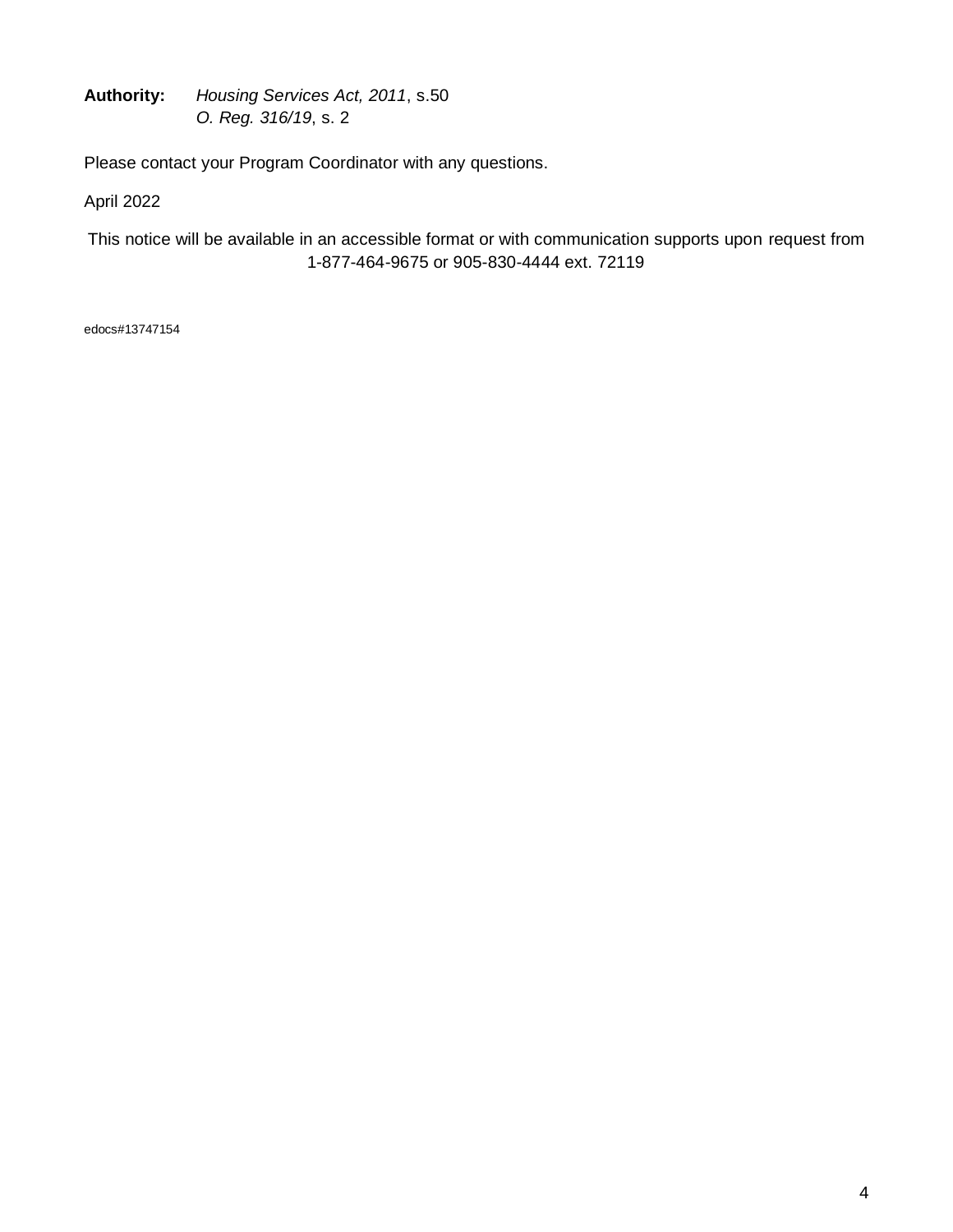**Authority:** *Housing Services Act, 2011*, s.50
*O. Reg. 316/19*, s. 2

Please contact your Program Coordinator with any questions.

April 2022

This notice will be available in an accessible format or with communication supports upon request from 1-877-464-9675 or 905-830-4444 ext. 72119

edocs#13747154